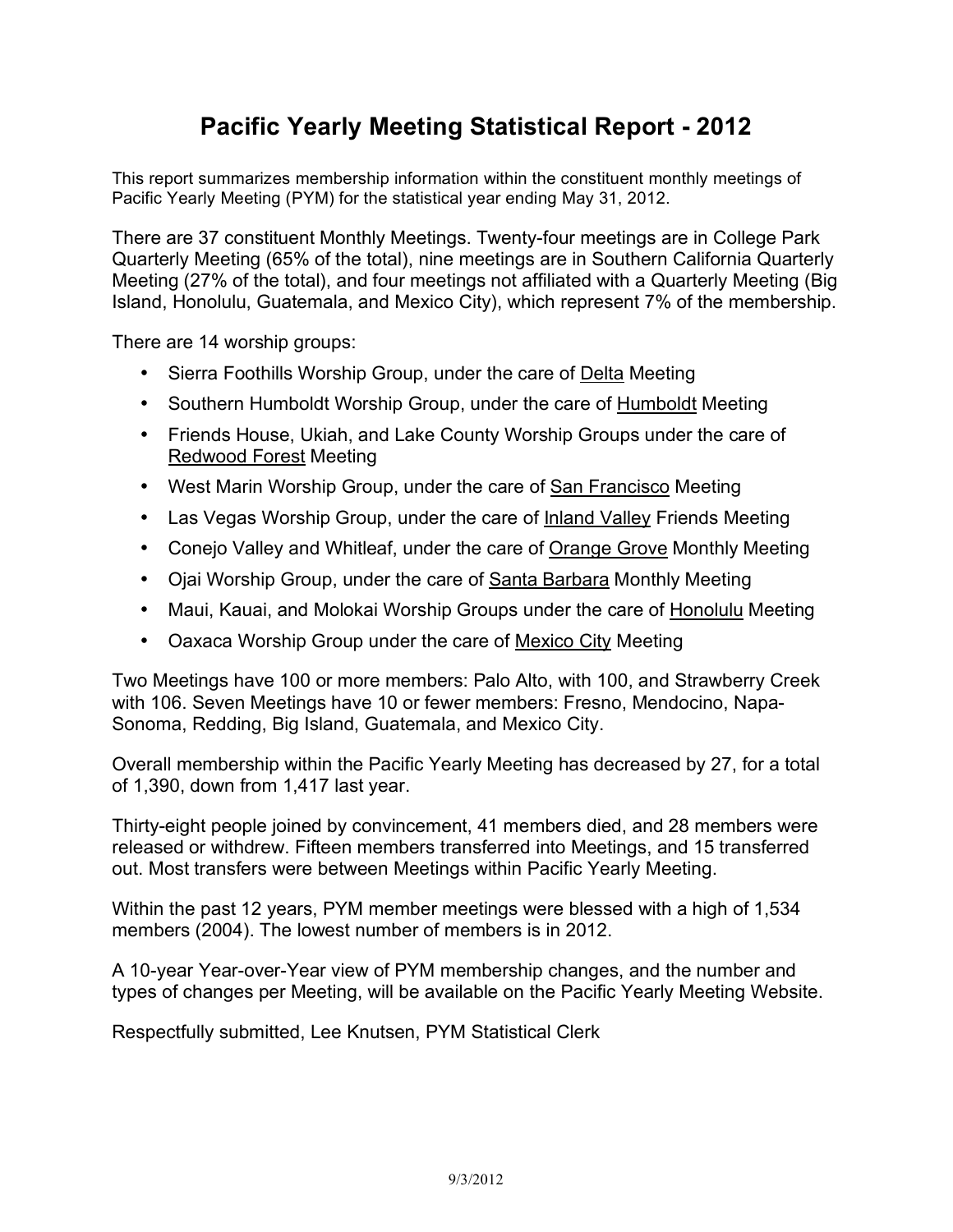# Pacific Yearly Meeting Statistical Report - 2012

This report summarizes membership information within the constituent monthly meetings of Pacific Yearly Meeting (PYM) for the statistical year ending May 31, 2012.

There are 37 constituent Monthly Meetings. Twenty-four meetings are in College Park Quarterly Meeting (65% of the total), nine meetings are in Southern California Quarterly Meeting (27% of the total), and four meetings not affiliated with a Quarterly Meeting (Big Island, Honolulu, Guatemala, and Mexico City), which represent 7% of the membership.

There are 14 worship groups:

- Sierra Foothills Worship Group, under the care of Delta Meeting
- Southern Humboldt Worship Group, under the care of Humboldt Meeting
- Friends House, Ukiah, and Lake County Worship Groups under the care of Redwood Forest Meeting
- West Marin Worship Group, under the care of San Francisco Meeting
- Las Vegas Worship Group, under the care of Inland Valley Friends Meeting
- Conejo Valley and Whitleaf, under the care of Orange Grove Monthly Meeting
- Ojai Worship Group, under the care of Santa Barbara Monthly Meeting
- Maui, Kauai, and Molokai Worship Groups under the care of Honolulu Meeting
- Oaxaca Worship Group under the care of Mexico City Meeting

Two Meetings have 100 or more members: Palo Alto, with 100, and Strawberry Creek with 106. Seven Meetings have 10 or fewer members: Fresno, Mendocino, Napa-Sonoma, Redding, Big Island, Guatemala, and Mexico City.

Overall membership within the Pacific Yearly Meeting has decreased by 27, for a total of 1,390, down from 1,417 last year.

Thirty-eight people joined by convincement, 41 members died, and 28 members were released or withdrew. Fifteen members transferred into Meetings, and 15 transferred out. Most transfers were between Meetings within Pacific Yearly Meeting.

Within the past 12 years, PYM member meetings were blessed with a high of 1,534 members (2004). The lowest number of members is in 2012.

A 10-year Year-over-Year view of PYM membership changes, and the number and types of changes per Meeting, will be available on the Pacific Yearly Meeting Website.

Respectfully submitted, Lee Knutsen, PYM Statistical Clerk

9/3/2012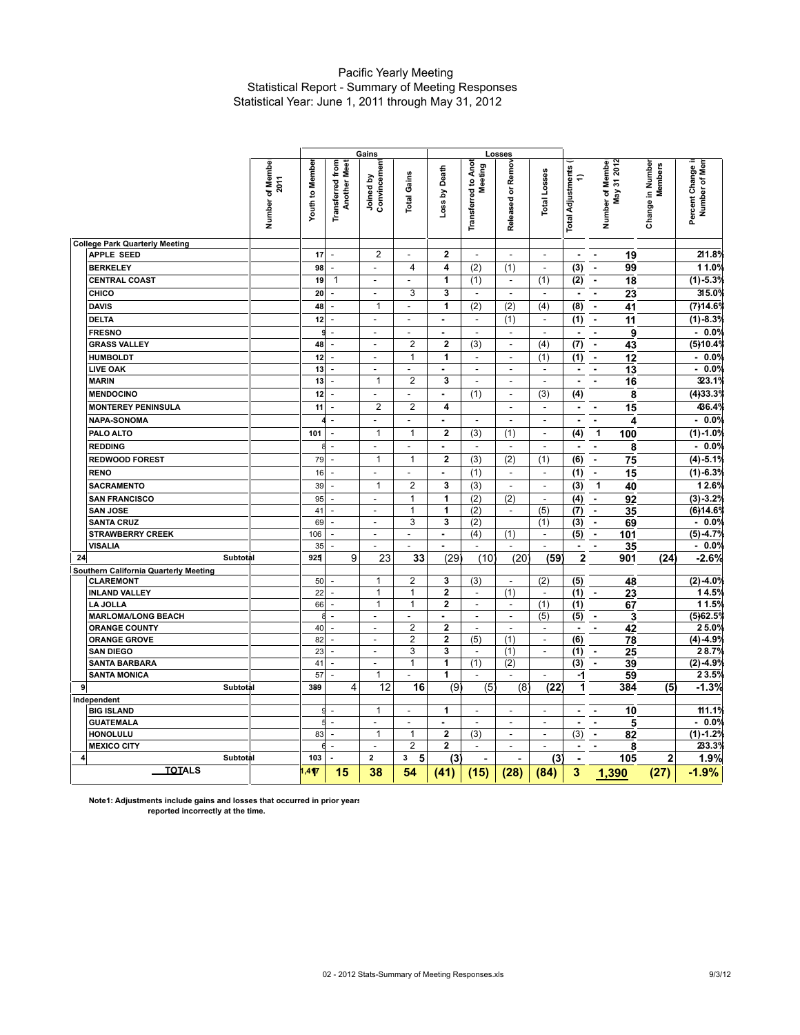# Pacific Yearly Meeting
## Statistical Report - Summary of Meeting Responses
### Statistical Year: June 1, 2011 through May 31, 2012

| | Number of Members 2011 | Gains | | | | Losses | | | | Total Adjustments (1) | Number of Members May 31 2012 | Change in Number Members | Percent Change in Number of Members |
|---|---|---|---|---|---|---|---|---|---|---|---|---|---|
| | | Youth to Member | Transferred from Another Meeting | Joined by Convincement | Total Gains | Loss by Death | Transferred to Another Meeting | Released or Removed | Total Losses | | | | |
| **College Park Quarterly Meeting** | | | | | | | | | | | | | |
| APPLE SEED | 17 | - | 2 | - | 2 | - | - | - | - | - | 19 | 2 | 11.8% |
| BERKELEY | 98 | - | - | 4 | 4 | (2) | (1) | - | (3) | - | 99 | 1 | 1.0% |
| CENTRAL COAST | 19 | 1 | - | - | 1 | (1) | - | (1) | (2) | - | 18 | (1) | -5.3% |
| CHICO | 20 | - | - | 3 | 3 | - | - | - | - | - | 23 | 3 | 15.0% |
| DAVIS | 48 | - | 1 | - | 1 | (2) | (2) | (4) | (8) | - | 41 | (7) | -14.6% |
| DELTA | 12 | - | - | - | - | - | (1) | - | (1) | - | 11 | (1) | -8.3% |
| FRESNO | 9 | - | - | - | - | - | - | - | - | - | 9 | - | 0.0% |
| GRASS VALLEY | 48 | - | - | 2 | 2 | (3) | - | (4) | (7) | - | 43 | (5) | -10.4% |
| HUMBOLDT | 12 | - | - | 1 | 1 | - | - | (1) | (1) | - | 12 | - | 0.0% |
| LIVE OAK | 13 | - | - | - | - | - | - | - | - | - | 13 | - | 0.0% |
| MARIN | 13 | - | 1 | 2 | 3 | - | - | - | - | - | 16 | 3 | 23.1% |
| MENDOCINO | 12 | - | - | - | - | (1) | - | (3) | (4) | | 8 | (4) | -33.3% |
| MONTEREY PENINSULA | 11 | - | 2 | 2 | 4 | | - | - | - | - | 15 | 4 | 36.4% |
| NAPA-SONOMA | 4 | - | - | - | - | - | - | - | - | - | 4 | - | 0.0% |
| PALO ALTO | 101 | - | 1 | 1 | 2 | (3) | (1) | - | (4) | 1 | 100 | (1) | -1.0% |
| REDDING | 8 | - | - | - | - | - | - | - | - | - | 8 | - | 0.0% |
| REDWOOD FOREST | 79 | - | 1 | 1 | 2 | (3) | (2) | (1) | (6) | - | 75 | (4) | -5.1% |
| RENO | 16 | - | - | - | - | (1) | - | - | (1) | - | 15 | (1) | -6.3% |
| SACRAMENTO | 39 | - | 1 | 2 | 3 | (3) | - | - | (3) | 1 | 40 | 1 | 2.6% |
| SAN FRANCISCO | 95 | - | - | 1 | 1 | (2) | (2) | - | (4) | - | 92 | (3) | -3.2% |
| SAN JOSE | 41 | - | - | 1 | 1 | (2) | - | (5) | (7) | - | 35 | (6) | -14.6% |
| SANTA CRUZ | 69 | - | - | 3 | 3 | (2) | | (1) | (3) | - | 69 | - | 0.0% |
| STRAWBERRY CREEK | 106 | - | - | - | - | (4) | (1) | - | (5) | - | 101 | (5) | -4.7% |
| VISALIA | 35 | - | - | - | - | - | - | - | - | - | 35 | - | 0.0% |
| 24 Subtotal | 925 | | 9 | 23 | 33 | (29) | (10) | (20) | (59) | 2 | 901 | (24) | -2.6% |
| **Southern California Quarterly Meeting** | | | | | | | | | | | | | |
| CLAREMONT | 50 | - | 1 | 2 | 3 | (3) | - | (2) | (5) | | 48 | (2) | -4.0% |
| INLAND VALLEY | 22 | - | 1 | 1 | 2 | - | (1) | - | (1) | - | 23 | 1 | 4.5% |
| LA JOLLA | 66 | - | 1 | 1 | 2 | - | - | (1) | (1) | | 67 | 1 | 1.5% |
| MARLOMA/LONG BEACH | 8 | - | - | - | - | - | - | (5) | (5) | - | 3 | (5) | -62.5% |
| ORANGE COUNTY | 40 | - | - | 2 | 2 | - | - | - | - | - | 42 | 2 | 5.0% |
| ORANGE GROVE | 82 | - | - | 2 | 2 | (5) | (1) | - | (6) | | 78 | (4) | -4.9% |
| SAN DIEGO | 23 | - | - | 3 | 3 | - | (1) | - | (1) | - | 25 | 2 | 8.7% |
| SANTA BARBARA | 41 | - | - | 1 | 1 | (1) | (2) | | (3) | - | 39 | (2) | -4.9% |
| SANTA MONICA | 57 | - | 1 | - | 1 | - | - | - | - | 1 | 59 | 2 | 3.5% |
| 9 Subtotal | 389 | | 4 | 12 | 16 | (9) | (5) | (8) | (22) | 1 | 384 | (5) | -1.3% |
| **Independent** | | | | | | | | | | | | | |
| BIG ISLAND | 9 | - | 1 | - | 1 | - | - | - | - | - | 10 | 1 | 11.1% |
| GUATEMALA | 5 | - | - | - | - | - | - | - | - | - | 5 | - | 0.0% |
| HONOLULU | 83 | - | 1 | 1 | 2 | (3) | - | - | (3) | - | 82 | (1) | -1.2% |
| MEXICO CITY | 6 | - | - | 2 | 2 | - | - | - | - | - | 8 | 2 | 33.3% |
| 4 Subtotal | 103 | - | 2 | 3 | 5 | (3) | - | - | (3) | - | 105 | 2 | 1.9% |
| **TOTALS** | 1,417 | | 15 | 38 | 54 | (41) | (15) | (28) | (84) | 3 | 1,390 | (27) | -1.9% |

**Note1: Adjustments include gains and losses that occurred in prior years reported incorrectly at the time.**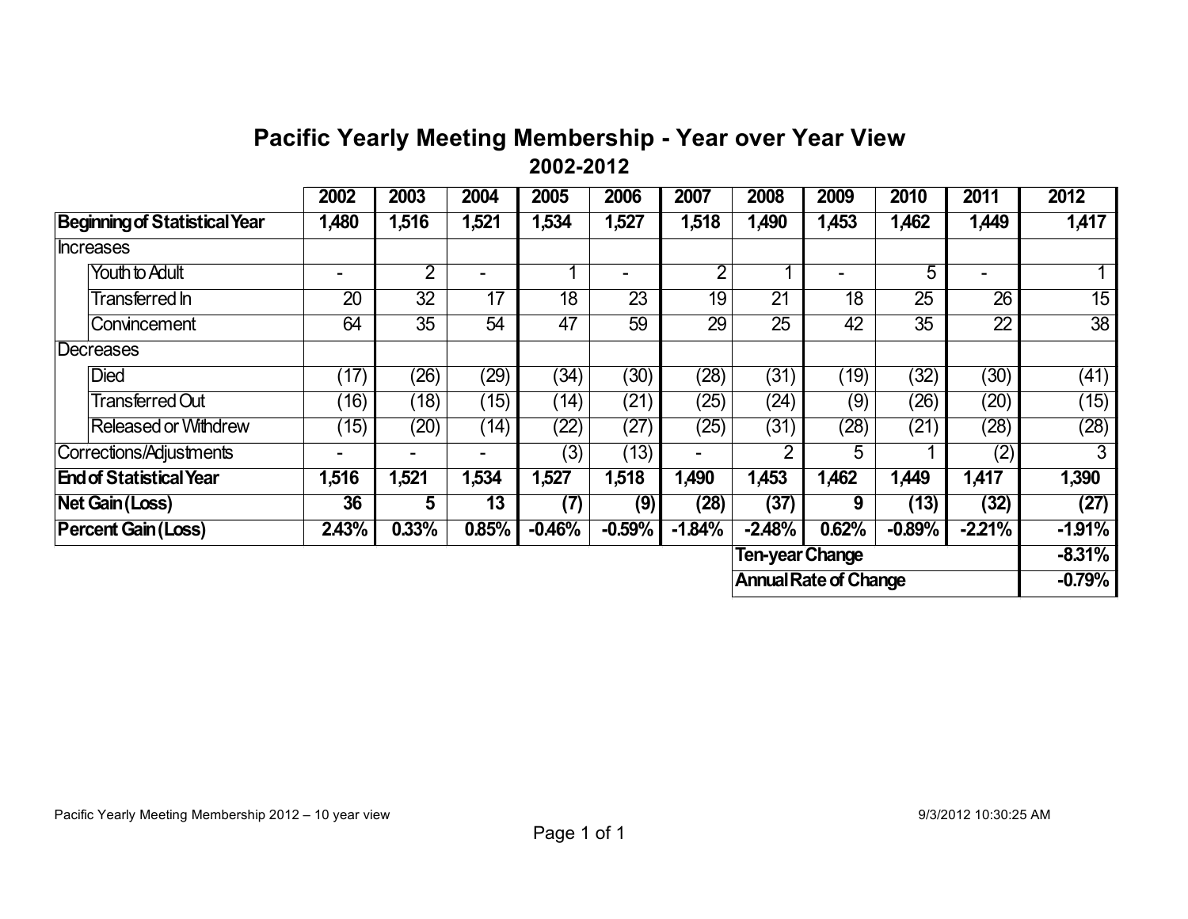# Pacific Yearly Meeting Membership - Year over Year View

## 2002-2012

| | 2002 | 2003 | 2004 | 2005 | 2006 | 2007 | 2008 | 2009 | 2010 | 2011 | 2012 |
|---|---|---|---|---|---|---|---|---|---|---|---|
| **Beginning of Statistical Year** | **1,480** | **1,516** | **1,521** | **1,534** | **1,527** | **1,518** | **1,490** | **1,453** | **1,462** | **1,449** | **1,417** |
| Increases | | | | | | | | | | | |
| Youth to Adult | - | 2 | - | 1 | - | 2 | 1 | - | 5 | - | 1 |
| Transferred In | 20 | 32 | 17 | 18 | 23 | 19 | 21 | 18 | 25 | 26 | 15 |
| Convincement | 64 | 35 | 54 | 47 | 59 | 29 | 25 | 42 | 35 | 22 | 38 |
| Decreases | | | | | | | | | | | |
| Died | (17) | (26) | (29) | (34) | (30) | (28) | (31) | (19) | (32) | (30) | (41) |
| Transferred Out | (16) | (18) | (15) | (14) | (21) | (25) | (24) | (9) | (26) | (20) | (15) |
| Released or Withdrew | (15) | (20) | (14) | (22) | (27) | (25) | (31) | (28) | (21) | (28) | (28) |
| Corrections/Adjustments | - | - | - | (3) | (13) | - | 2 | 5 | 1 | (2) | 3 |
| **End of Statistical Year** | **1,516** | **1,521** | **1,534** | **1,527** | **1,518** | **1,490** | **1,453** | **1,462** | **1,449** | **1,417** | **1,390** |
| **Net Gain (Loss)** | **36** | **5** | **13** | **(7)** | **(9)** | **(28)** | **(37)** | **9** | **(13)** | **(32)** | **(27)** |
| **Percent Gain (Loss)** | **2.43%** | **0.33%** | **0.85%** | **-0.46%** | **-0.59%** | **-1.84%** | **-2.48%** | **0.62%** | **-0.89%** | **-2.21%** | **-1.91%** |
| | | | | | | | **Ten-year Change** | | | | **-8.31%** |
| | | | | | | | **Annual Rate of Change** | | | | **-0.79%** |

Pacific Yearly Meeting Membership 2012 – 10 year view 9/3/2012 10:30:25 AM